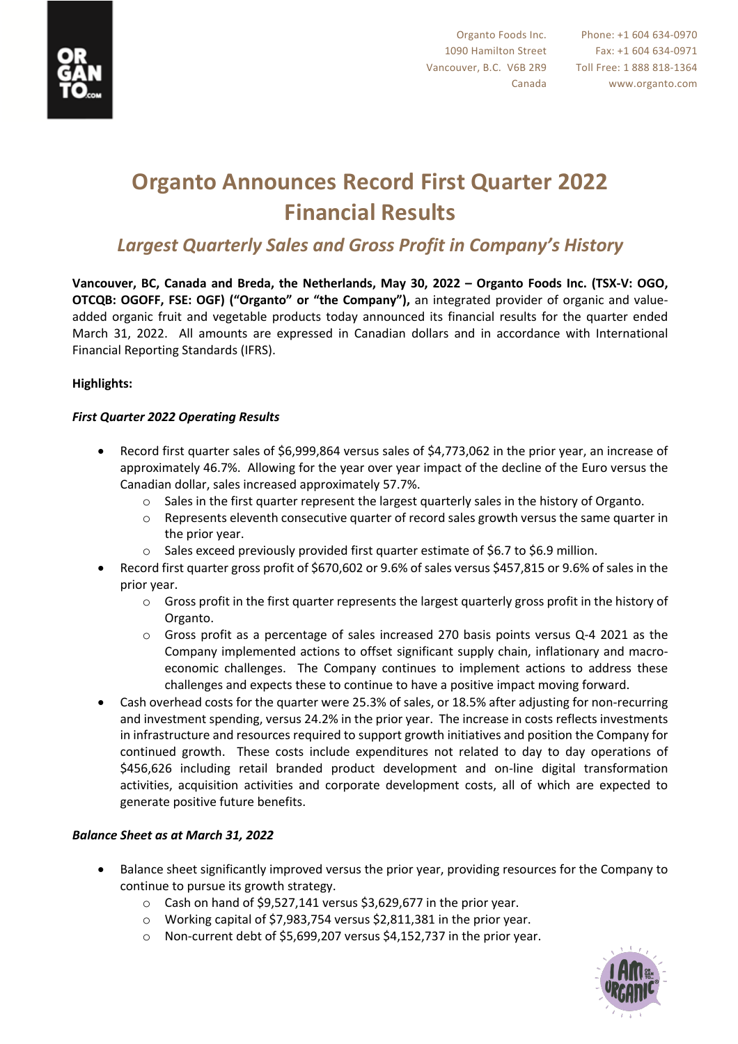Organto Foods Inc.
1090 Hamilton Street
Vancouver, B.C. V6B 2R9
Canada

Phone: +1 604 634-0970
Fax: +1 604 634-0971
Toll Free: 1 888 818-1364
www.organto.com

# Organto Announces Record First Quarter 2022 Financial Results

## *Largest Quarterly Sales and Gross Profit in Company's History*

**Vancouver, BC, Canada and Breda, the Netherlands, May 30, 2022 – Organto Foods Inc. (TSX-V: OGO, OTCQB: OGOFF, FSE: OGF) ("Organto" or "the Company"),** an integrated provider of organic and value-added organic fruit and vegetable products today announced its financial results for the quarter ended March 31, 2022. All amounts are expressed in Canadian dollars and in accordance with International Financial Reporting Standards (IFRS).

**Highlights:**

***First Quarter 2022 Operating Results***

- Record first quarter sales of $6,999,864 versus sales of $4,773,062 in the prior year, an increase of approximately 46.7%. Allowing for the year over year impact of the decline of the Euro versus the Canadian dollar, sales increased approximately 57.7%.
  - Sales in the first quarter represent the largest quarterly sales in the history of Organto.
  - Represents eleventh consecutive quarter of record sales growth versus the same quarter in the prior year.
  - Sales exceed previously provided first quarter estimate of $6.7 to $6.9 million.
- Record first quarter gross profit of $670,602 or 9.6% of sales versus $457,815 or 9.6% of sales in the prior year.
  - Gross profit in the first quarter represents the largest quarterly gross profit in the history of Organto.
  - Gross profit as a percentage of sales increased 270 basis points versus Q-4 2021 as the Company implemented actions to offset significant supply chain, inflationary and macro-economic challenges. The Company continues to implement actions to address these challenges and expects these to continue to have a positive impact moving forward.
- Cash overhead costs for the quarter were 25.3% of sales, or 18.5% after adjusting for non-recurring and investment spending, versus 24.2% in the prior year. The increase in costs reflects investments in infrastructure and resources required to support growth initiatives and position the Company for continued growth. These costs include expenditures not related to day to day operations of $456,626 including retail branded product development and on-line digital transformation activities, acquisition activities and corporate development costs, all of which are expected to generate positive future benefits.

***Balance Sheet as at March 31, 2022***

- Balance sheet significantly improved versus the prior year, providing resources for the Company to continue to pursue its growth strategy.
  - Cash on hand of $9,527,141 versus $3,629,677 in the prior year.
  - Working capital of $7,983,754 versus $2,811,381 in the prior year.
  - Non-current debt of $5,699,207 versus $4,152,737 in the prior year.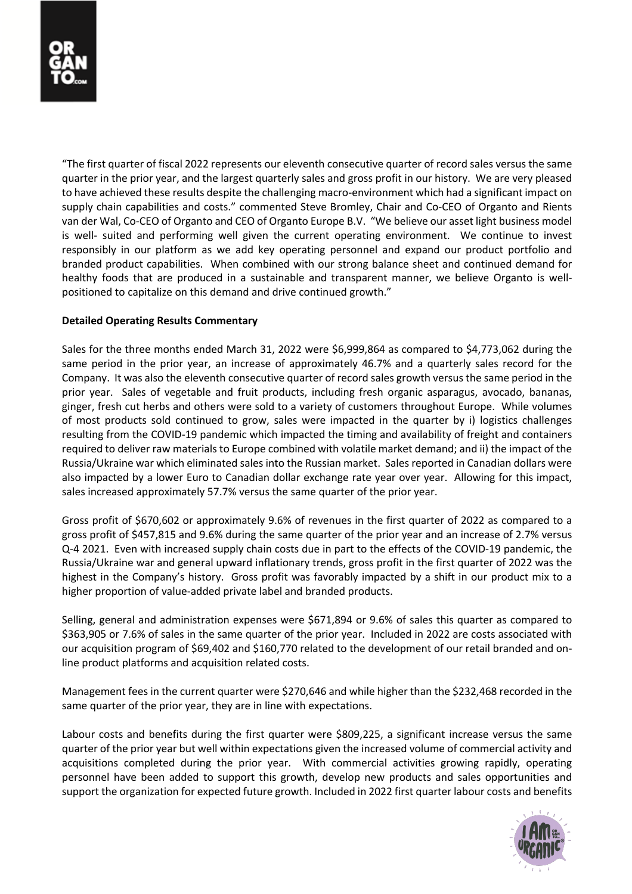"The first quarter of fiscal 2022 represents our eleventh consecutive quarter of record sales versus the same quarter in the prior year, and the largest quarterly sales and gross profit in our history. We are very pleased to have achieved these results despite the challenging macro-environment which had a significant impact on supply chain capabilities and costs." commented Steve Bromley, Chair and Co-CEO of Organto and Rients van der Wal, Co-CEO of Organto and CEO of Organto Europe B.V. "We believe our asset light business model is well- suited and performing well given the current operating environment. We continue to invest responsibly in our platform as we add key operating personnel and expand our product portfolio and branded product capabilities. When combined with our strong balance sheet and continued demand for healthy foods that are produced in a sustainable and transparent manner, we believe Organto is well-positioned to capitalize on this demand and drive continued growth."

**Detailed Operating Results Commentary**

Sales for the three months ended March 31, 2022 were $6,999,864 as compared to $4,773,062 during the same period in the prior year, an increase of approximately 46.7% and a quarterly sales record for the Company. It was also the eleventh consecutive quarter of record sales growth versus the same period in the prior year. Sales of vegetable and fruit products, including fresh organic asparagus, avocado, bananas, ginger, fresh cut herbs and others were sold to a variety of customers throughout Europe. While volumes of most products sold continued to grow, sales were impacted in the quarter by i) logistics challenges resulting from the COVID-19 pandemic which impacted the timing and availability of freight and containers required to deliver raw materials to Europe combined with volatile market demand; and ii) the impact of the Russia/Ukraine war which eliminated sales into the Russian market. Sales reported in Canadian dollars were also impacted by a lower Euro to Canadian dollar exchange rate year over year. Allowing for this impact, sales increased approximately 57.7% versus the same quarter of the prior year.

Gross profit of $670,602 or approximately 9.6% of revenues in the first quarter of 2022 as compared to a gross profit of $457,815 and 9.6% during the same quarter of the prior year and an increase of 2.7% versus Q-4 2021. Even with increased supply chain costs due in part to the effects of the COVID-19 pandemic, the Russia/Ukraine war and general upward inflationary trends, gross profit in the first quarter of 2022 was the highest in the Company's history. Gross profit was favorably impacted by a shift in our product mix to a higher proportion of value-added private label and branded products.

Selling, general and administration expenses were $671,894 or 9.6% of sales this quarter as compared to $363,905 or 7.6% of sales in the same quarter of the prior year. Included in 2022 are costs associated with our acquisition program of $69,402 and $160,770 related to the development of our retail branded and on-line product platforms and acquisition related costs.

Management fees in the current quarter were $270,646 and while higher than the $232,468 recorded in the same quarter of the prior year, they are in line with expectations.

Labour costs and benefits during the first quarter were $809,225, a significant increase versus the same quarter of the prior year but well within expectations given the increased volume of commercial activity and acquisitions completed during the prior year. With commercial activities growing rapidly, operating personnel have been added to support this growth, develop new products and sales opportunities and support the organization for expected future growth. Included in 2022 first quarter labour costs and benefits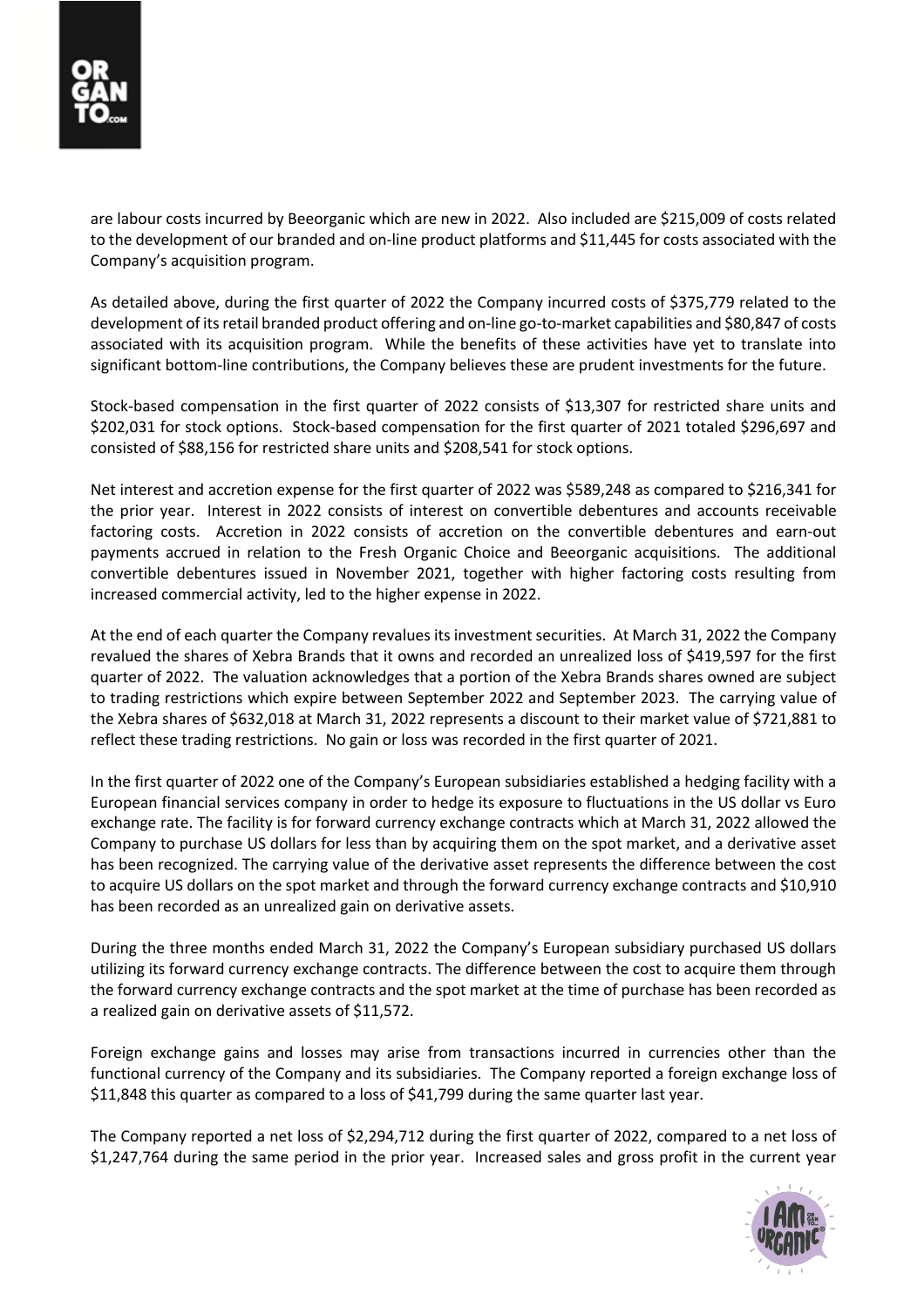are labour costs incurred by Beeorganic which are new in 2022. Also included are $215,009 of costs related to the development of our branded and on-line product platforms and $11,445 for costs associated with the Company's acquisition program.

As detailed above, during the first quarter of 2022 the Company incurred costs of $375,779 related to the development of its retail branded product offering and on-line go-to-market capabilities and $80,847 of costs associated with its acquisition program. While the benefits of these activities have yet to translate into significant bottom-line contributions, the Company believes these are prudent investments for the future.

Stock-based compensation in the first quarter of 2022 consists of $13,307 for restricted share units and $202,031 for stock options. Stock-based compensation for the first quarter of 2021 totaled $296,697 and consisted of $88,156 for restricted share units and $208,541 for stock options.

Net interest and accretion expense for the first quarter of 2022 was $589,248 as compared to $216,341 for the prior year. Interest in 2022 consists of interest on convertible debentures and accounts receivable factoring costs. Accretion in 2022 consists of accretion on the convertible debentures and earn-out payments accrued in relation to the Fresh Organic Choice and Beeorganic acquisitions. The additional convertible debentures issued in November 2021, together with higher factoring costs resulting from increased commercial activity, led to the higher expense in 2022.

At the end of each quarter the Company revalues its investment securities. At March 31, 2022 the Company revalued the shares of Xebra Brands that it owns and recorded an unrealized loss of $419,597 for the first quarter of 2022. The valuation acknowledges that a portion of the Xebra Brands shares owned are subject to trading restrictions which expire between September 2022 and September 2023. The carrying value of the Xebra shares of $632,018 at March 31, 2022 represents a discount to their market value of $721,881 to reflect these trading restrictions. No gain or loss was recorded in the first quarter of 2021.

In the first quarter of 2022 one of the Company's European subsidiaries established a hedging facility with a European financial services company in order to hedge its exposure to fluctuations in the US dollar vs Euro exchange rate. The facility is for forward currency exchange contracts which at March 31, 2022 allowed the Company to purchase US dollars for less than by acquiring them on the spot market, and a derivative asset has been recognized. The carrying value of the derivative asset represents the difference between the cost to acquire US dollars on the spot market and through the forward currency exchange contracts and $10,910 has been recorded as an unrealized gain on derivative assets.

During the three months ended March 31, 2022 the Company's European subsidiary purchased US dollars utilizing its forward currency exchange contracts. The difference between the cost to acquire them through the forward currency exchange contracts and the spot market at the time of purchase has been recorded as a realized gain on derivative assets of $11,572.

Foreign exchange gains and losses may arise from transactions incurred in currencies other than the functional currency of the Company and its subsidiaries. The Company reported a foreign exchange loss of $11,848 this quarter as compared to a loss of $41,799 during the same quarter last year.

The Company reported a net loss of $2,294,712 during the first quarter of 2022, compared to a net loss of $1,247,764 during the same period in the prior year. Increased sales and gross profit in the current year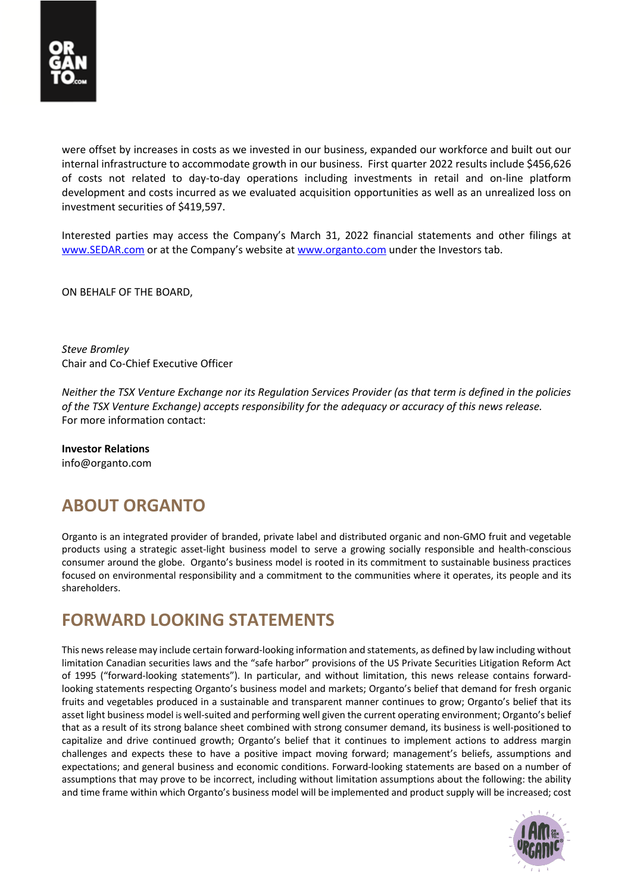were offset by increases in costs as we invested in our business, expanded our workforce and built out our internal infrastructure to accommodate growth in our business. First quarter 2022 results include $456,626 of costs not related to day-to-day operations including investments in retail and on-line platform development and costs incurred as we evaluated acquisition opportunities as well as an unrealized loss on investment securities of $419,597.

Interested parties may access the Company's March 31, 2022 financial statements and other filings at [www.SEDAR.com](http://www.SEDAR.com) or at the Company's website at [www.organto.com](http://www.organto.com) under the Investors tab.

ON BEHALF OF THE BOARD,

*Steve Bromley*
Chair and Co-Chief Executive Officer

*Neither the TSX Venture Exchange nor its Regulation Services Provider (as that term is defined in the policies of the TSX Venture Exchange) accepts responsibility for the adequacy or accuracy of this news release.*
For more information contact:

**Investor Relations**
info@organto.com

## ABOUT ORGANTO

Organto is an integrated provider of branded, private label and distributed organic and non-GMO fruit and vegetable products using a strategic asset-light business model to serve a growing socially responsible and health-conscious consumer around the globe. Organto's business model is rooted in its commitment to sustainable business practices focused on environmental responsibility and a commitment to the communities where it operates, its people and its shareholders.

## FORWARD LOOKING STATEMENTS

This news release may include certain forward-looking information and statements, as defined by law including without limitation Canadian securities laws and the "safe harbor" provisions of the US Private Securities Litigation Reform Act of 1995 ("forward-looking statements"). In particular, and without limitation, this news release contains forward-looking statements respecting Organto's business model and markets; Organto's belief that demand for fresh organic fruits and vegetables produced in a sustainable and transparent manner continues to grow; Organto's belief that its asset light business model is well-suited and performing well given the current operating environment; Organto's belief that as a result of its strong balance sheet combined with strong consumer demand, its business is well-positioned to capitalize and drive continued growth; Organto's belief that it continues to implement actions to address margin challenges and expects these to have a positive impact moving forward; management's beliefs, assumptions and expectations; and general business and economic conditions. Forward-looking statements are based on a number of assumptions that may prove to be incorrect, including without limitation assumptions about the following: the ability and time frame within which Organto's business model will be implemented and product supply will be increased; cost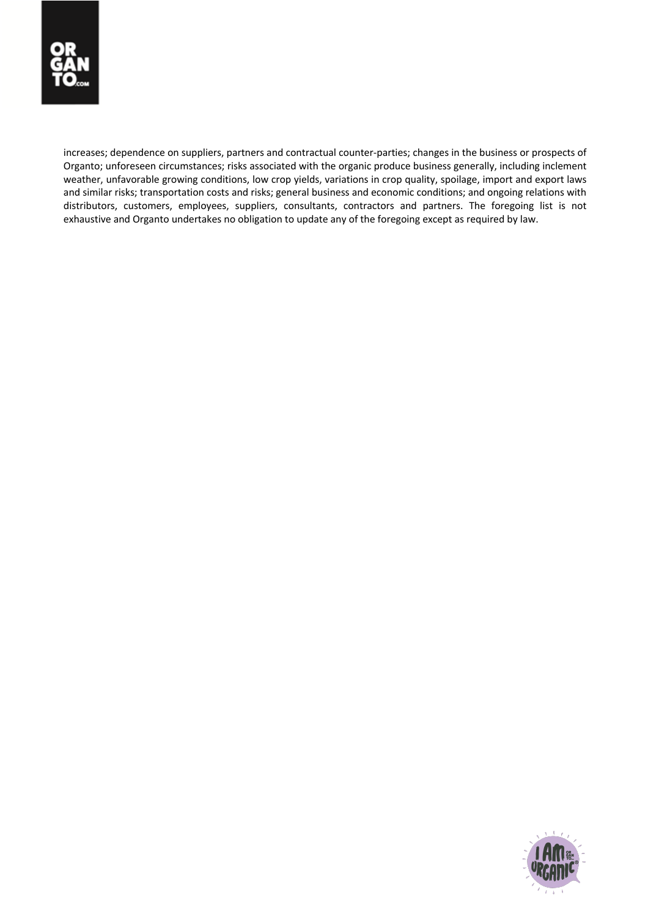increases; dependence on suppliers, partners and contractual counter-parties; changes in the business or prospects of Organto; unforeseen circumstances; risks associated with the organic produce business generally, including inclement weather, unfavorable growing conditions, low crop yields, variations in crop quality, spoilage, import and export laws and similar risks; transportation costs and risks; general business and economic conditions; and ongoing relations with distributors, customers, employees, suppliers, consultants, contractors and partners. The foregoing list is not exhaustive and Organto undertakes no obligation to update any of the foregoing except as required by law.